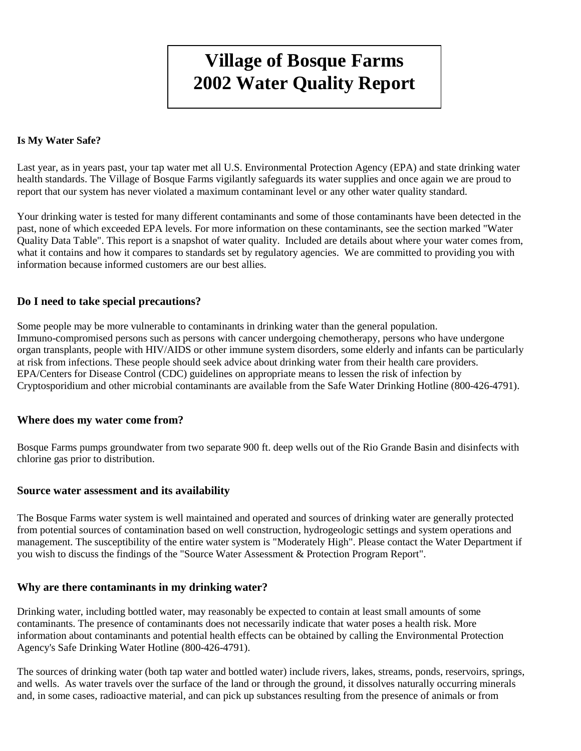# Village of Bosque Farms
# 2002 Water Quality Report

**Is My Water Safe?**

Last year, as in years past, your tap water met all U.S. Environmental Protection Agency (EPA) and state drinking water health standards. The Village of Bosque Farms vigilantly safeguards its water supplies and once again we are proud to report that our system has never violated a maximum contaminant level or any other water quality standard.

Your drinking water is tested for many different contaminants and some of those contaminants have been detected in the past, none of which exceeded EPA levels. For more information on these contaminants, see the section marked "Water Quality Data Table". This report is a snapshot of water quality. Included are details about where your water comes from, what it contains and how it compares to standards set by regulatory agencies. We are committed to providing you with information because informed customers are our best allies.

## Do I need to take special precautions?

Some people may be more vulnerable to contaminants in drinking water than the general population. Immuno-compromised persons such as persons with cancer undergoing chemotherapy, persons who have undergone organ transplants, people with HIV/AIDS or other immune system disorders, some elderly and infants can be particularly at risk from infections. These people should seek advice about drinking water from their health care providers. EPA/Centers for Disease Control (CDC) guidelines on appropriate means to lessen the risk of infection by Cryptosporidium and other microbial contaminants are available from the Safe Water Drinking Hotline (800-426-4791).

## Where does my water come from?

Bosque Farms pumps groundwater from two separate 900 ft. deep wells out of the Rio Grande Basin and disinfects with chlorine gas prior to distribution.

## Source water assessment and its availability

The Bosque Farms water system is well maintained and operated and sources of drinking water are generally protected from potential sources of contamination based on well construction, hydrogeologic settings and system operations and management. The susceptibility of the entire water system is "Moderately High". Please contact the Water Department if you wish to discuss the findings of the "Source Water Assessment & Protection Program Report".

## Why are there contaminants in my drinking water?

Drinking water, including bottled water, may reasonably be expected to contain at least small amounts of some contaminants. The presence of contaminants does not necessarily indicate that water poses a health risk. More information about contaminants and potential health effects can be obtained by calling the Environmental Protection Agency's Safe Drinking Water Hotline (800-426-4791).

The sources of drinking water (both tap water and bottled water) include rivers, lakes, streams, ponds, reservoirs, springs, and wells. As water travels over the surface of the land or through the ground, it dissolves naturally occurring minerals and, in some cases, radioactive material, and can pick up substances resulting from the presence of animals or from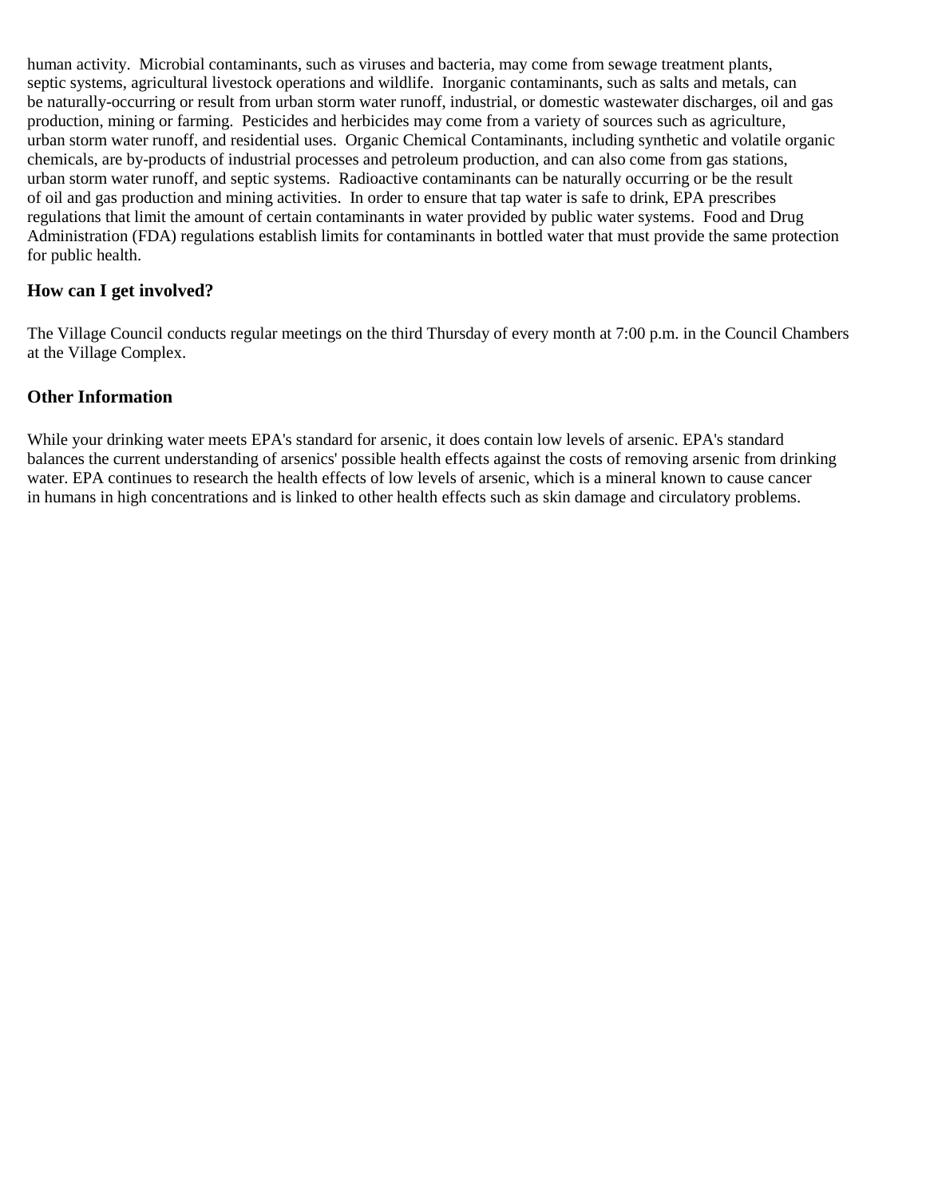human activity.  Microbial contaminants, such as viruses and bacteria, may come from sewage treatment plants, septic systems, agricultural livestock operations and wildlife.  Inorganic contaminants, such as salts and metals, can be naturally-occurring or result from urban storm water runoff, industrial, or domestic wastewater discharges, oil and gas production, mining or farming.  Pesticides and herbicides may come from a variety of sources such as agriculture, urban storm water runoff, and residential uses.  Organic Chemical Contaminants, including synthetic and volatile organic chemicals, are by-products of industrial processes and petroleum production, and can also come from gas stations, urban storm water runoff, and septic systems.  Radioactive contaminants can be naturally occurring or be the result of oil and gas production and mining activities.  In order to ensure that tap water is safe to drink, EPA prescribes regulations that limit the amount of certain contaminants in water provided by public water systems.  Food and Drug Administration (FDA) regulations establish limits for contaminants in bottled water that must provide the same protection for public health.

## How can I get involved?

The Village Council conducts regular meetings on the third Thursday of every month at 7:00 p.m. in the Council Chambers at the Village Complex.

## Other Information

While your drinking water meets EPA's standard for arsenic, it does contain low levels of arsenic. EPA's standard balances the current understanding of arsenics' possible health effects against the costs of removing arsenic from drinking water. EPA continues to research the health effects of low levels of arsenic, which is a mineral known to cause cancer in humans in high concentrations and is linked to other health effects such as skin damage and circulatory problems.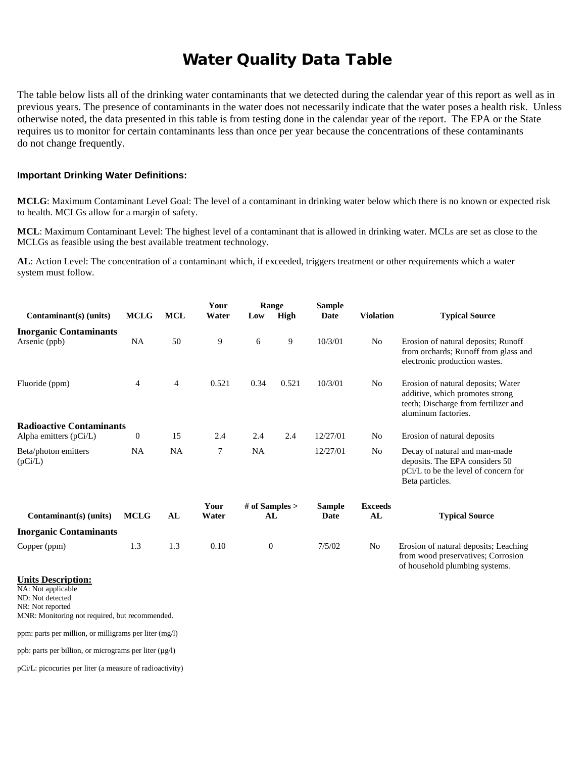# Water Quality Data Table

The table below lists all of the drinking water contaminants that we detected during the calendar year of this report as well as in previous years. The presence of contaminants in the water does not necessarily indicate that the water poses a health risk. Unless otherwise noted, the data presented in this table is from testing done in the calendar year of the report. The EPA or the State requires us to monitor for certain contaminants less than once per year because the concentrations of these contaminants do not change frequently.

**Important Drinking Water Definitions:**

**MCLG**: Maximum Contaminant Level Goal: The level of a contaminant in drinking water below which there is no known or expected risk to health. MCLGs allow for a margin of safety.

**MCL**: Maximum Contaminant Level: The highest level of a contaminant that is allowed in drinking water. MCLs are set as close to the MCLGs as feasible using the best available treatment technology.

**AL**: Action Level: The concentration of a contaminant which, if exceeded, triggers treatment or other requirements which a water system must follow.

| Contaminant(s) (units) | MCLG | MCL | Your Water | Range Low | Range High | Sample Date | Violation | Typical Source |
|---|---|---|---|---|---|---|---|---|
| **Inorganic Contaminants** | | | | | | | | |
| Arsenic (ppb) | NA | 50 | 9 | 6 | 9 | 10/3/01 | No | Erosion of natural deposits; Runoff from orchards; Runoff from glass and electronic production wastes. |
| Fluoride (ppm) | 4 | 4 | 0.521 | 0.34 | 0.521 | 10/3/01 | No | Erosion of natural deposits; Water additive, which promotes strong teeth; Discharge from fertilizer and aluminum factories. |
| **Radioactive Contaminants** | | | | | | | | |
| Alpha emitters (pCi/L) | 0 | 15 | 2.4 | 2.4 | 2.4 | 12/27/01 | No | Erosion of natural deposits |
| Beta/photon emitters (pCi/L) | NA | NA | 7 | NA | | 12/27/01 | No | Decay of natural and man-made deposits. The EPA considers 50 pCi/L to be the level of concern for Beta particles. |

| Contaminant(s) (units) | MCLG | AL | Your Water | # of Samples > AL | Sample Date | Exceeds AL | Typical Source |
|---|---|---|---|---|---|---|---|
| **Inorganic Contaminants** | | | | | | | |
| Copper (ppm) | 1.3 | 1.3 | 0.10 | 0 | 7/5/02 | No | Erosion of natural deposits; Leaching from wood preservatives; Corrosion of household plumbing systems. |

**Units Description:**

NA: Not applicable
ND: Not detected
NR: Not reported
MNR: Monitoring not required, but recommended.

ppm: parts per million, or milligrams per liter (mg/l)

ppb: parts per billion, or micrograms per liter (µg/l)

pCi/L: picocuries per liter (a measure of radioactivity)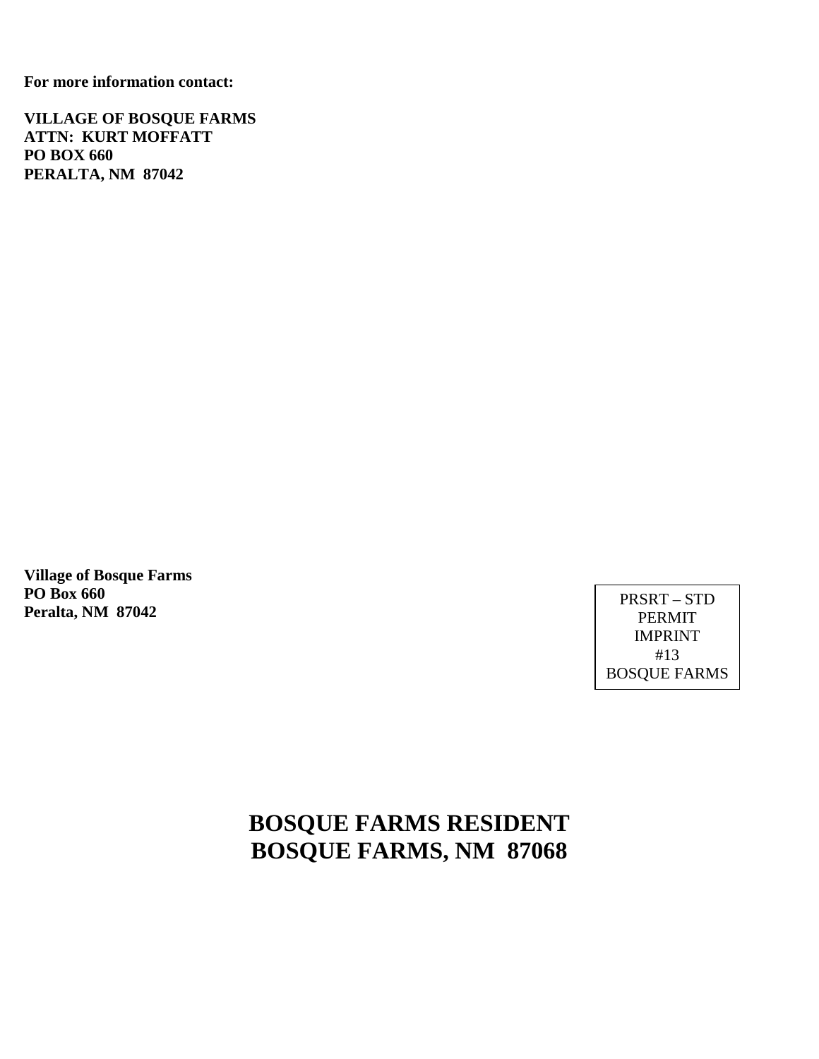**For more information contact:**

**VILLAGE OF BOSQUE FARMS**
**ATTN: KURT MOFFATT**
**PO BOX 660**
**PERALTA, NM 87042**

**Village of Bosque Farms**
**PO Box 660**
**Peralta, NM 87042**

PRSRT – STD
PERMIT
IMPRINT
#13
BOSQUE FARMS

**BOSQUE FARMS RESIDENT**
**BOSQUE FARMS, NM 87068**